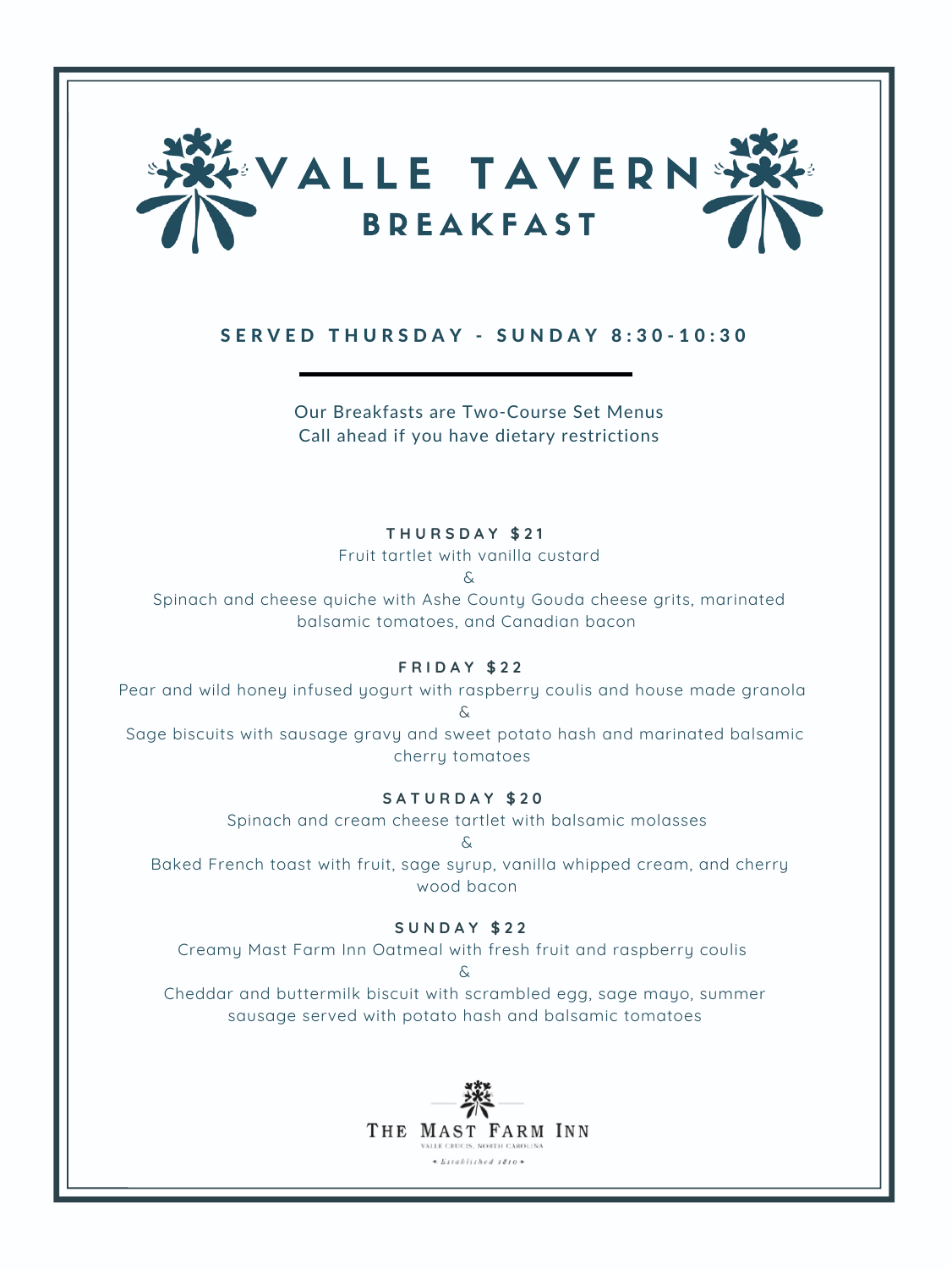# VALLE TAVERN

## BREAKFAST

### SERVED THURSDAY - SUNDAY 8:30-10:30

Our Breakfasts are Two-Course Set Menus
Call ahead if you have dietary restrictions

**THURSDAY $21**

Fruit tartlet with vanilla custard

&

Spinach and cheese quiche with Ashe County Gouda cheese grits, marinated balsamic tomatoes, and Canadian bacon

**FRIDAY $22**

Pear and wild honey infused yogurt with raspberry coulis and house made granola

&

Sage biscuits with sausage gravy and sweet potato hash and marinated balsamic cherry tomatoes

**SATURDAY $20**

Spinach and cream cheese tartlet with balsamic molasses

&

Baked French toast with fruit, sage syrup, vanilla whipped cream, and cherry wood bacon

**SUNDAY $22**

Creamy Mast Farm Inn Oatmeal with fresh fruit and raspberry coulis

&

Cheddar and buttermilk biscuit with scrambled egg, sage mayo, summer sausage served with potato hash and balsamic tomatoes

THE MAST FARM INN
VALLE CRUCIS, NORTH CAROLINA
• Established 1810 •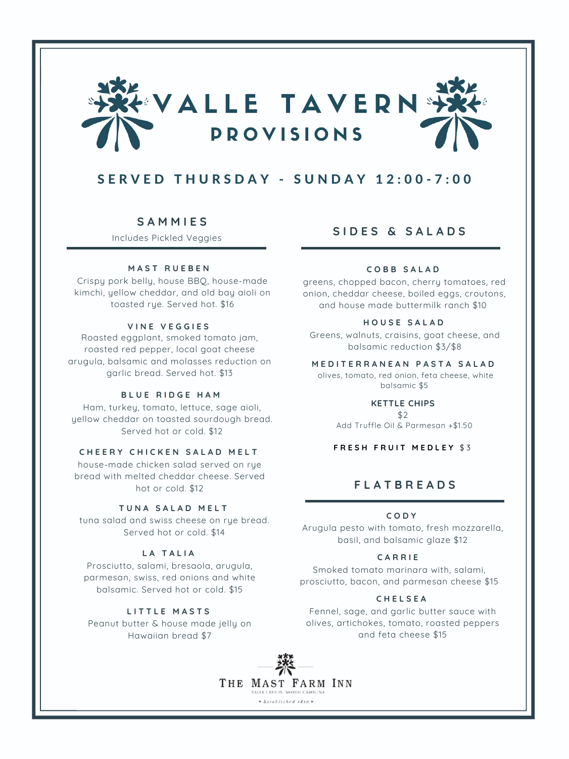# VALLE TAVERN
## PROVISIONS

**SERVED THURSDAY - SUNDAY 12:00-7:00**

## SAMMIES

Includes Pickled Veggies

### MAST RUEBEN

Crispy pork belly, house BBQ, house-made kimchi, yellow cheddar, and old bay aioli on toasted rye. Served hot. $16

### VINE VEGGIES

Roasted eggplant, smoked tomato jam, roasted red pepper, local goat cheese arugula, balsamic and molasses reduction on garlic bread. Served hot. $13

### BLUE RIDGE HAM

Ham, turkey, tomato, lettuce, sage aioli, yellow cheddar on toasted sourdough bread. Served hot or cold. $12

### CHEERY CHICKEN SALAD MELT

house-made chicken salad served on rye bread with melted cheddar cheese. Served hot or cold. $12

### TUNA SALAD MELT

tuna salad and swiss cheese on rye bread. Served hot or cold. $14

### LA TALIA

Prosciutto, salami, bresaola, arugula, parmesan, swiss, red onions and white balsamic. Served hot or cold. $15

### LITTLE MASTS

Peanut butter & house made jelly on Hawaiian bread $7

## SIDES & SALADS

### COBB SALAD

greens, chopped bacon, cherry tomatoes, red onion, cheddar cheese, boiled eggs, croutons, and house made buttermilk ranch $10

### HOUSE SALAD

Greens, walnuts, craisins, goat cheese, and balsamic reduction $3/$8

### MEDITERRANEAN PASTA SALAD

olives, tomato, red onion, feta cheese, white balsamic $5

### KETTLE CHIPS

$2

Add Truffle Oil & Parmesan +$1.50

### FRESH FRUIT MEDLEY $3

## FLATBREADS

### CODY

Arugula pesto with tomato, fresh mozzarella, basil, and balsamic glaze $12

### CARRIE

Smoked tomato marinara with, salami, prosciutto, bacon, and parmesan cheese $15

### CHELSEA

Fennel, sage, and garlic butter sauce with olives, artichokes, tomato, roasted peppers and feta cheese $15

THE MAST FARM INN

VALLE CRUCIS, NORTH CAROLINA

• Established 1810 •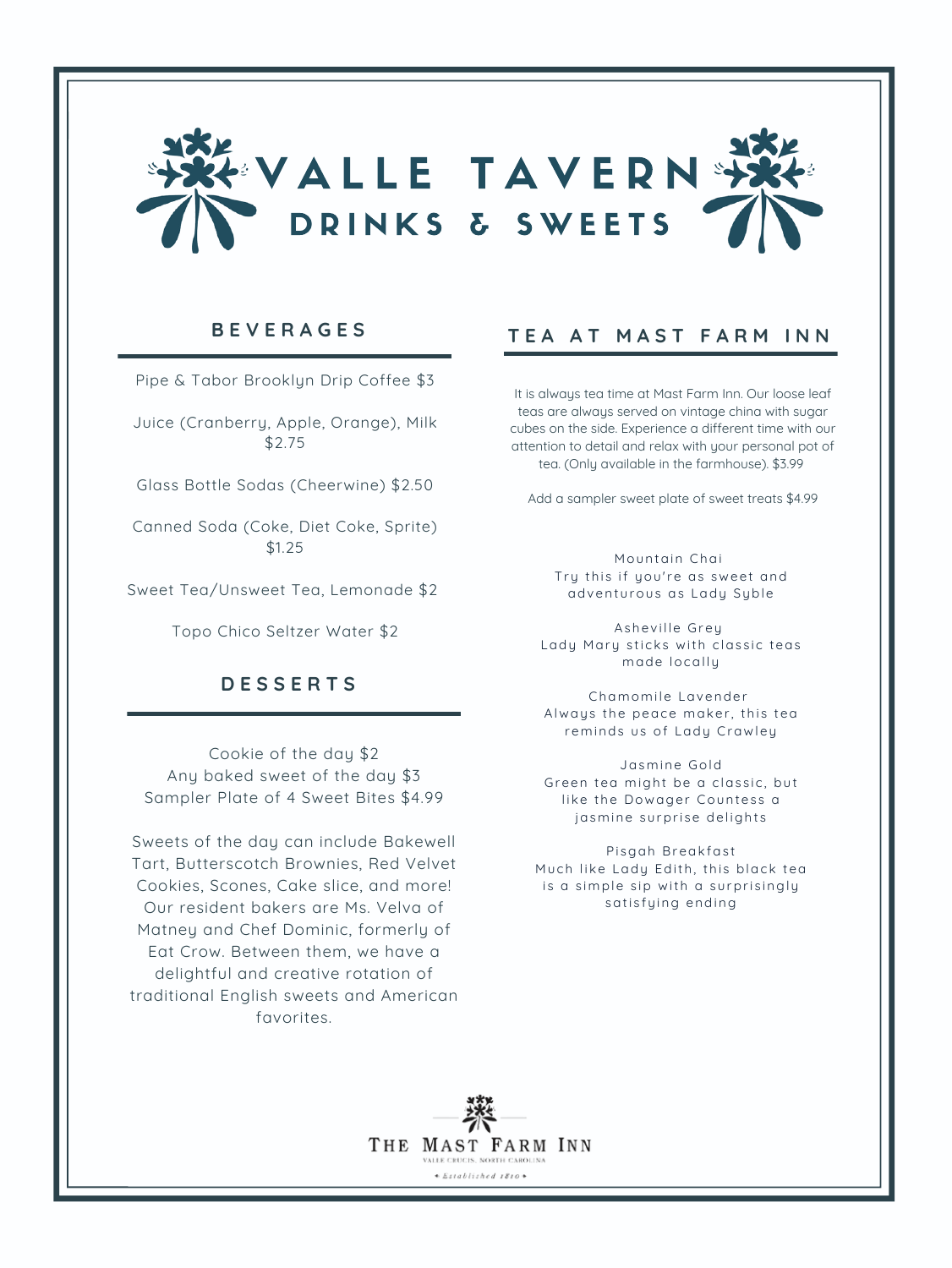# VALLE TAVERN

## DRINKS & SWEETS

### BEVERAGES

Pipe & Tabor Brooklyn Drip Coffee $3

Juice (Cranberry, Apple, Orange), Milk $2.75

Glass Bottle Sodas (Cheerwine) $2.50

Canned Soda (Coke, Diet Coke, Sprite) $1.25

Sweet Tea/Unsweet Tea, Lemonade $2

Topo Chico Seltzer Water $2

### DESSERTS

Cookie of the day $2
Any baked sweet of the day $3
Sampler Plate of 4 Sweet Bites $4.99

Sweets of the day can include Bakewell Tart, Butterscotch Brownies, Red Velvet Cookies, Scones, Cake slice, and more! Our resident bakers are Ms. Velva of Matney and Chef Dominic, formerly of Eat Crow. Between them, we have a delightful and creative rotation of traditional English sweets and American favorites.

### TEA AT MAST FARM INN

It is always tea time at Mast Farm Inn. Our loose leaf teas are always served on vintage china with sugar cubes on the side. Experience a different time with our attention to detail and relax with your personal pot of tea. (Only available in the farmhouse). $3.99

Add a sampler sweet plate of sweet treats $4.99

Mountain Chai
Try this if you're as sweet and adventurous as Lady Syble

Asheville Grey
Lady Mary sticks with classic teas made locally

Chamomile Lavender
Always the peace maker, this tea reminds us of Lady Crawley

Jasmine Gold
Green tea might be a classic, but like the Dowager Countess a jasmine surprise delights

Pisgah Breakfast
Much like Lady Edith, this black tea is a simple sip with a surprisingly satisfying ending

THE MAST FARM INN
VALLE CRUCIS, NORTH CAROLINA
• Established 1810 •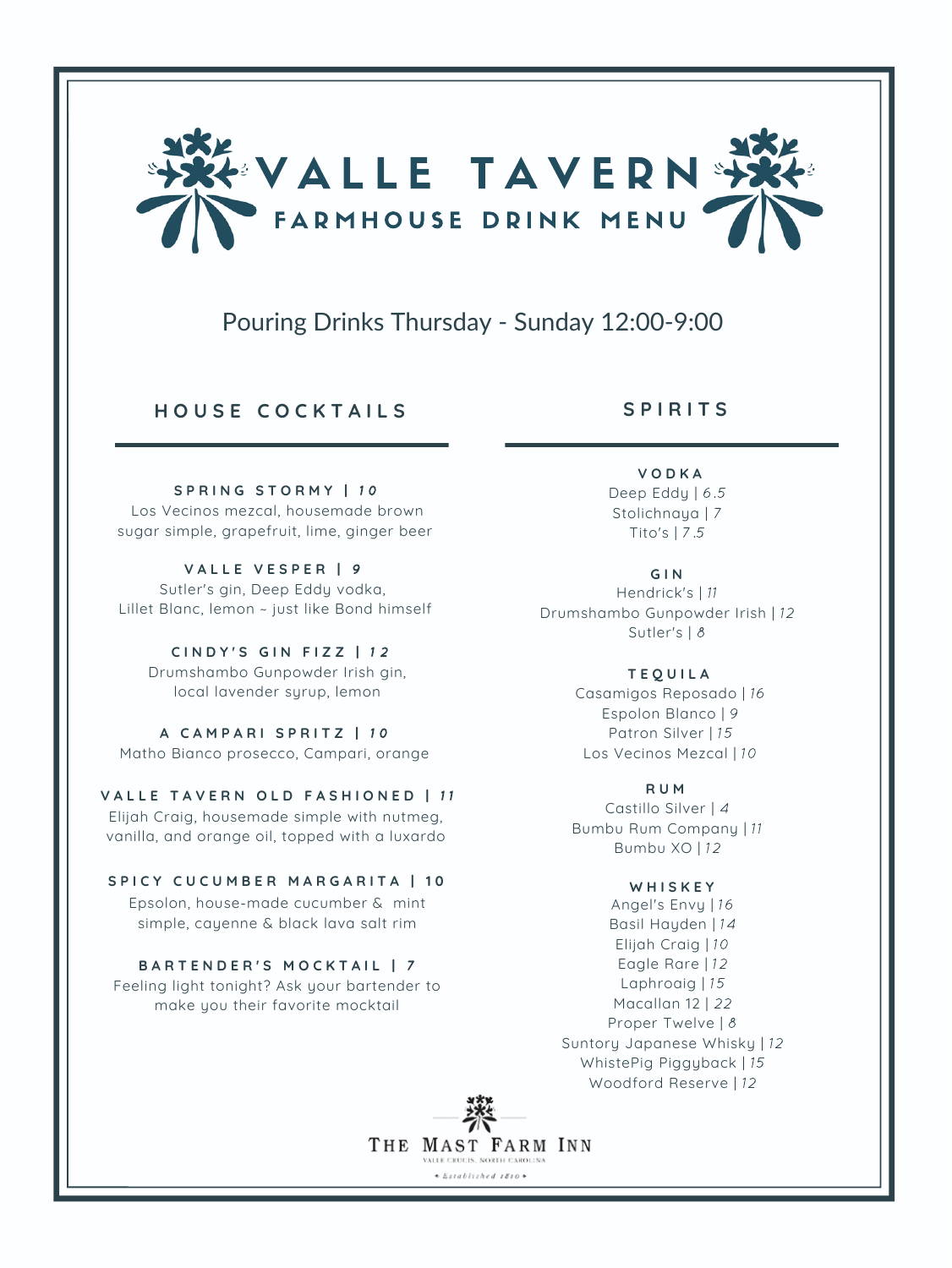# VALLE TAVERN

## FARMHOUSE DRINK MENU

Pouring Drinks Thursday - Sunday 12:00-9:00

## HOUSE COCKTAILS

**SPRING STORMY | *10***
Los Vecinos mezcal, housemade brown sugar simple, grapefruit, lime, ginger beer

**VALLE VESPER | *9***
Sutler's gin, Deep Eddy vodka, Lillet Blanc, lemon ~ just like Bond himself

**CINDY'S GIN FIZZ | *12***
Drumshambo Gunpowder Irish gin, local lavender syrup, lemon

**A CAMPARI SPRITZ | *10***
Matho Bianco prosecco, Campari, orange

**VALLE TAVERN OLD FASHIONED | *11***
Elijah Craig, housemade simple with nutmeg, vanilla, and orange oil, topped with a luxardo

**SPICY CUCUMBER MARGARITA | 10**
Epsolon, house-made cucumber & mint simple, cayenne & black lava salt rim

**BARTENDER'S MOCKTAIL | *7***
Feeling light tonight? Ask your bartender to make you their favorite mocktail

## SPIRITS

**VODKA**
Deep Eddy | *6.5*
Stolichnaya | *7*
Tito's | *7.5*

**GIN**
Hendrick's | *11*
Drumshambo Gunpowder Irish | *12*
Sutler's | *8*

**TEQUILA**
Casamigos Reposado | *16*
Espolon Blanco | *9*
Patron Silver | *15*
Los Vecinos Mezcal | *10*

**RUM**
Castillo Silver | *4*
Bumbu Rum Company | *11*
Bumbu XO | *12*

**WHISKEY**
Angel's Envy | *16*
Basil Hayden | *14*
Elijah Craig | *10*
Eagle Rare | *12*
Laphroaig | *15*
Macallan 12 | *22*
Proper Twelve | *8*
Suntory Japanese Whisky | *12*
WhistePig Piggyback | *15*
Woodford Reserve | *12*

THE MAST FARM INN
VALLE CRUCIS, NORTH CAROLINA
• Established 1810 •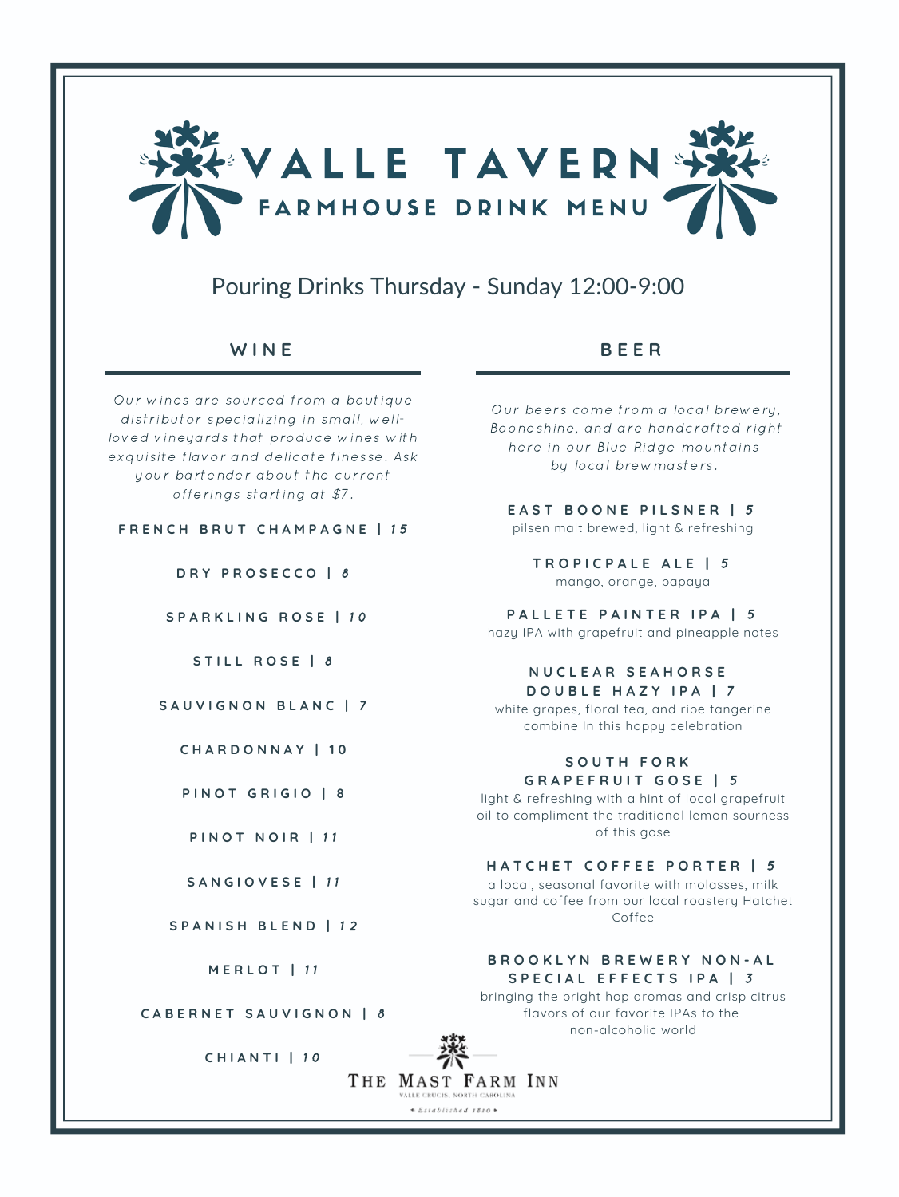# VALLE TAVERN

## FARMHOUSE DRINK MENU

Pouring Drinks Thursday - Sunday 12:00-9:00

## WINE

*Our wines are sourced from a boutique distributor specializing in small, well-loved vineyards that produce wines with exquisite flavor and delicate finesse. Ask your bartender about the current offerings starting at $7.*

**FRENCH BRUT CHAMPAGNE | 15**

**DRY PROSECCO | 8**

**SPARKLING ROSE | 10**

**STILL ROSE | 8**

**SAUVIGNON BLANC | 7**

**CHARDONNAY | 10**

**PINOT GRIGIO | 8**

**PINOT NOIR | 11**

**SANGIOVESE | 11**

**SPANISH BLEND | 12**

**MERLOT | 11**

**CABERNET SAUVIGNON | 8**

**CHIANTI | 10**

## BEER

*Our beers come from a local brewery, Booneshine, and are handcrafted right here in our Blue Ridge mountains by local brewmasters.*

**EAST BOONE PILSNER | 5**
pilsen malt brewed, light & refreshing

**TROPICPALE ALE | 5**
mango, orange, papaya

**PALLETE PAINTER IPA | 5**
hazy IPA with grapefruit and pineapple notes

**NUCLEAR SEAHORSE DOUBLE HAZY IPA | 7**
white grapes, floral tea, and ripe tangerine combine In this hoppy celebration

**SOUTH FORK GRAPEFRUIT GOSE | 5**
light & refreshing with a hint of local grapefruit oil to compliment the traditional lemon sourness of this gose

**HATCHET COFFEE PORTER | 5**
a local, seasonal favorite with molasses, milk sugar and coffee from our local roastery Hatchet Coffee

**BROOKLYN BREWERY NON-AL SPECIAL EFFECTS IPA | 3**
bringing the bright hop aromas and crisp citrus flavors of our favorite IPAs to the non-alcoholic world

THE MAST FARM INN
VALLE CRUCIS, NORTH CAROLINA
• Established 1810 •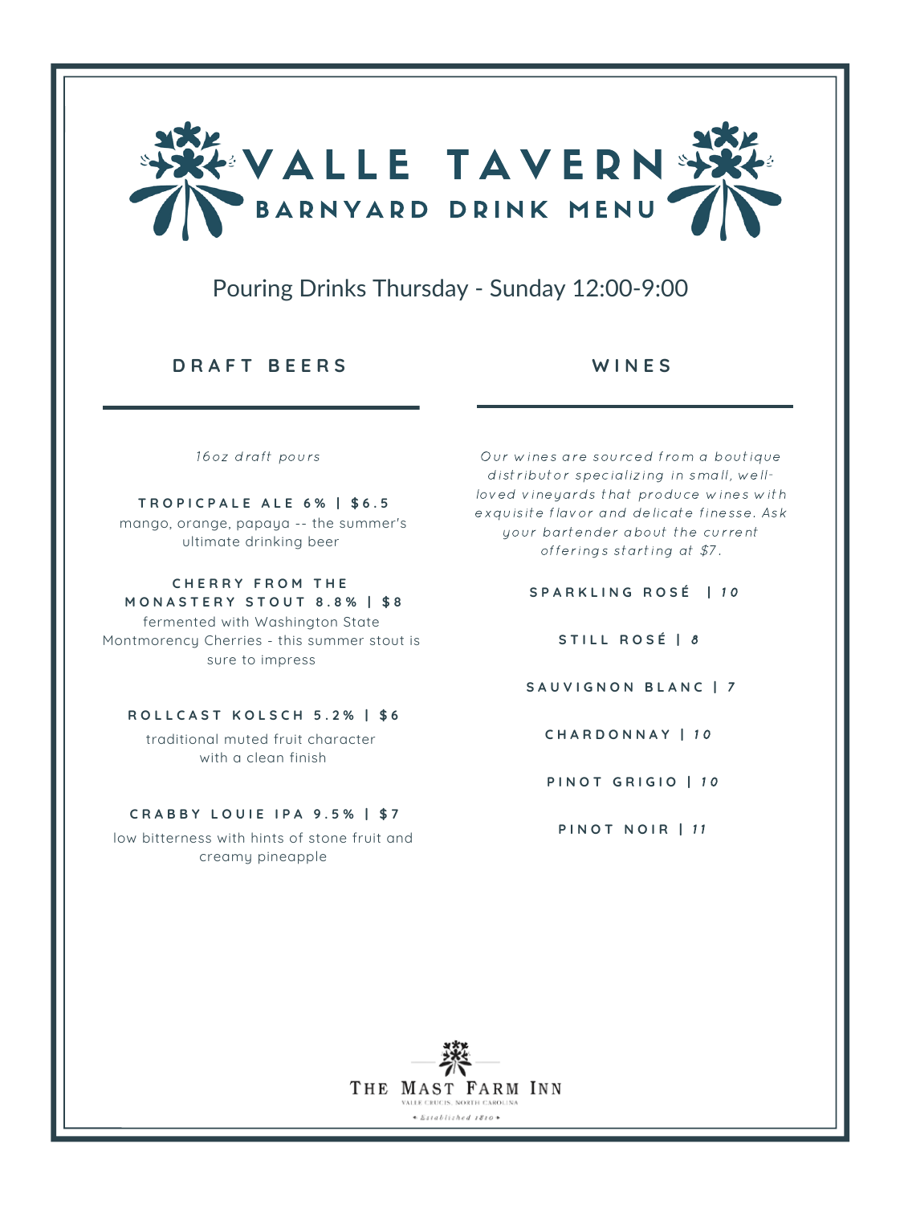# VALLE TAVERN

## BARNYARD DRINK MENU

Pouring Drinks Thursday - Sunday 12:00-9:00

## DRAFT BEERS

*16oz draft pours*

**TROPICPALE ALE 6% | $6.5**
mango, orange, papaya -- the summer's ultimate drinking beer

**CHERRY FROM THE MONASTERY STOUT 8.8% | $8**
fermented with Washington State Montmorency Cherries - this summer stout is sure to impress

**ROLLCAST KOLSCH 5.2% | $6**
traditional muted fruit character with a clean finish

**CRABBY LOUIE IPA 9.5% | $7**
low bitterness with hints of stone fruit and creamy pineapple

## WINES

*Our wines are sourced from a boutique distributor specializing in small, well-loved vineyards that produce wines with exquisite flavor and delicate finesse. Ask your bartender about the current offerings starting at $7.*

**SPARKLING ROSÉ | 10**

**STILL ROSÉ | 8**

**SAUVIGNON BLANC | 7**

**CHARDONNAY | 10**

**PINOT GRIGIO | 10**

**PINOT NOIR | 11**

THE MAST FARM INN
VALLE CRUCIS, NORTH CAROLINA
• Established 1810 •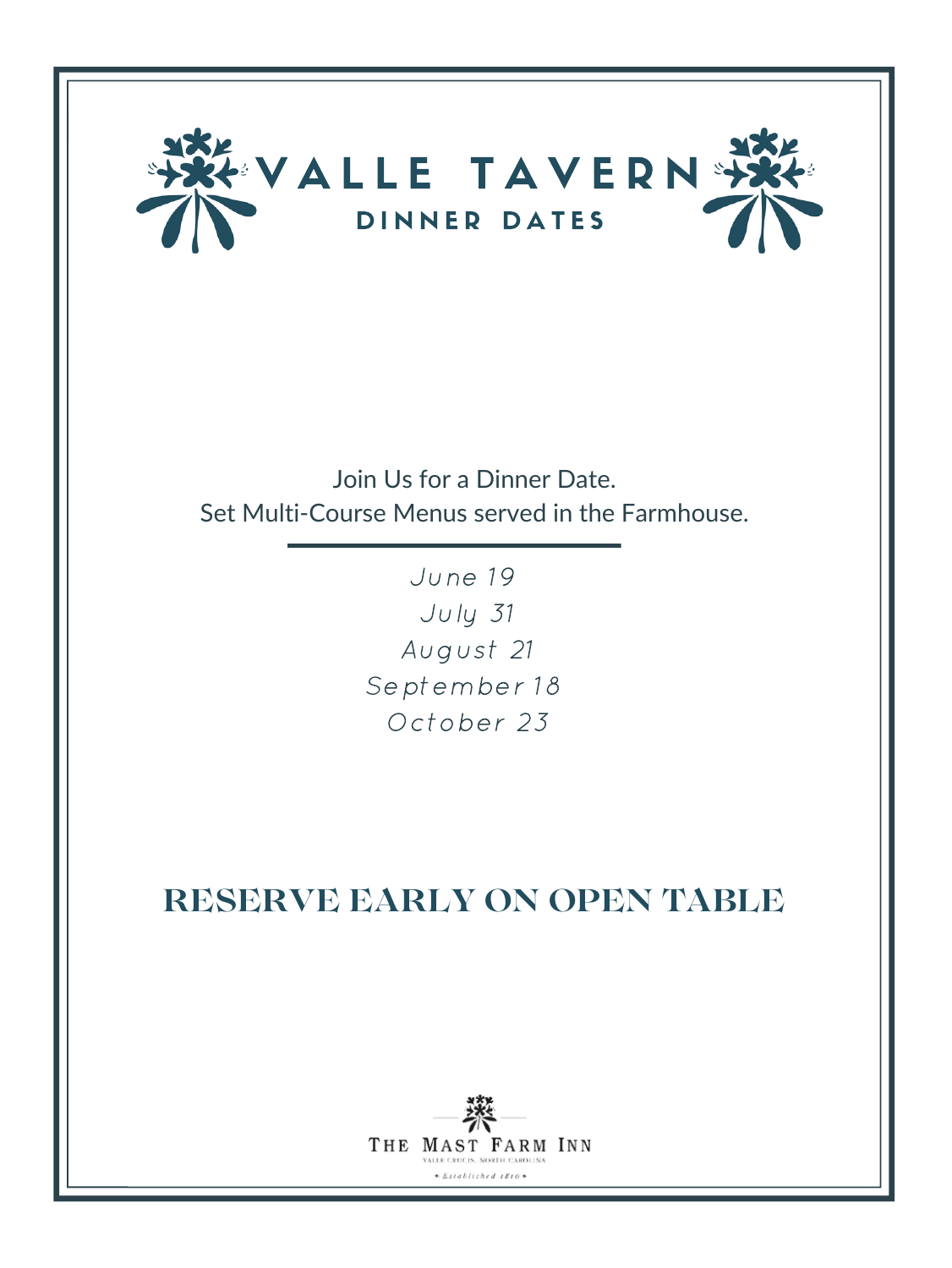# VALLE TAVERN

## DINNER DATES

Join Us for a Dinner Date.
Set Multi-Course Menus served in the Farmhouse.

*June 19*
*July 31*
*August 21*
*September 18*
*October 23*

## RESERVE EARLY ON OPEN TABLE

THE MAST FARM INN
VALLE CRUCIS, NORTH CAROLINA
*Established 1810*